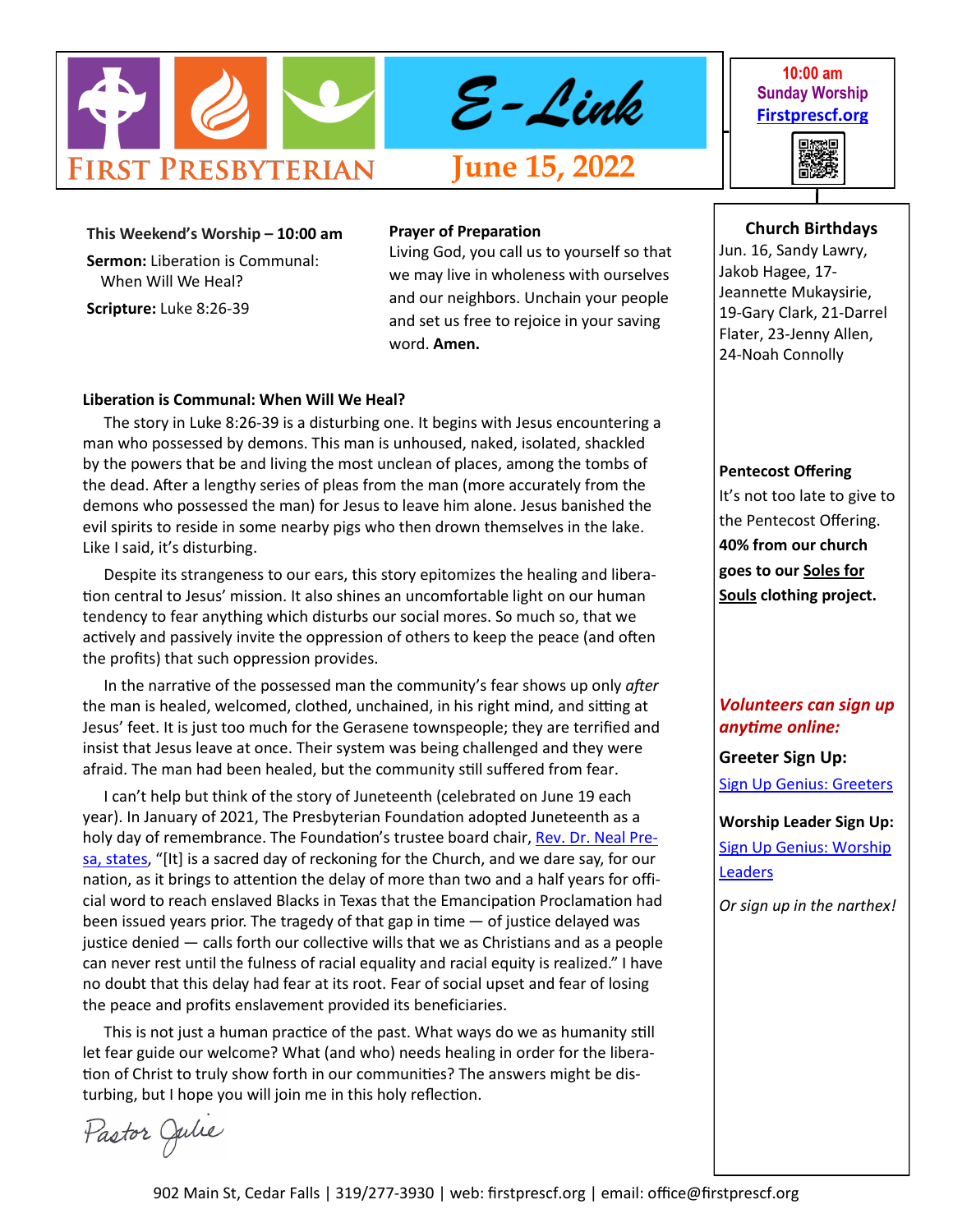# First Presbyterian E-Link

## June 15, 2022

**10:00 am**
**Sunday Worship**
**Firstprescf.org**

**This Weekend's Worship – 10:00 am**

**Sermon:** Liberation is Communal: When Will We Heal?

**Scripture:** Luke 8:26-39

**Prayer of Preparation**

Living God, you call us to yourself so that we may live in wholeness with ourselves and our neighbors. Unchain your people and set us free to rejoice in your saving word. **Amen.**

**Liberation is Communal: When Will We Heal?**

The story in Luke 8:26-39 is a disturbing one. It begins with Jesus encountering a man who possessed by demons. This man is unhoused, naked, isolated, shackled by the powers that be and living the most unclean of places, among the tombs of the dead. After a lengthy series of pleas from the man (more accurately from the demons who possessed the man) for Jesus to leave him alone. Jesus banished the evil spirits to reside in some nearby pigs who then drown themselves in the lake. Like I said, it's disturbing.

Despite its strangeness to our ears, this story epitomizes the healing and liberation central to Jesus' mission. It also shines an uncomfortable light on our human tendency to fear anything which disturbs our social mores. So much so, that we actively and passively invite the oppression of others to keep the peace (and often the profits) that such oppression provides.

In the narrative of the possessed man the community's fear shows up only *after* the man is healed, welcomed, clothed, unchained, in his right mind, and sitting at Jesus' feet. It is just too much for the Gerasene townspeople; they are terrified and insist that Jesus leave at once. Their system was being challenged and they were afraid. The man had been healed, but the community still suffered from fear.

I can't help but think of the story of Juneteenth (celebrated on June 19 each year). In January of 2021, The Presbyterian Foundation adopted Juneteenth as a holy day of remembrance. The Foundation's trustee board chair, Rev. Dr. Neal Presa, states, "[It] is a sacred day of reckoning for the Church, and we dare say, for our nation, as it brings to attention the delay of more than two and a half years for official word to reach enslaved Blacks in Texas that the Emancipation Proclamation had been issued years prior. The tragedy of that gap in time — of justice delayed was justice denied — calls forth our collective wills that we as Christians and as a people can never rest until the fulness of racial equality and racial equity is realized." I have no doubt that this delay had fear at its root. Fear of social upset and fear of losing the peace and profits enslavement provided its beneficiaries.

This is not just a human practice of the past. What ways do we as humanity still let fear guide our welcome? What (and who) needs healing in order for the liberation of Christ to truly show forth in our communities? The answers might be disturbing, but I hope you will join me in this holy reflection.

Pastor Julie

**Church Birthdays**

Jun. 16, Sandy Lawry, Jakob Hagee, 17-Jeannette Mukaysirie, 19-Gary Clark, 21-Darrel Flater, 23-Jenny Allen, 24-Noah Connolly

**Pentecost Offering**

It's not too late to give to the Pentecost Offering. **40% from our church goes to our Soles for Souls clothing project.**

***Volunteers can sign up anytime online:***

**Greeter Sign Up:**

Sign Up Genius: Greeters

**Worship Leader Sign Up:**

Sign Up Genius: Worship Leaders

*Or sign up in the narthex!*

902 Main St, Cedar Falls | 319/277-3930 | web: firstprescf.org | email: office@firstprescf.org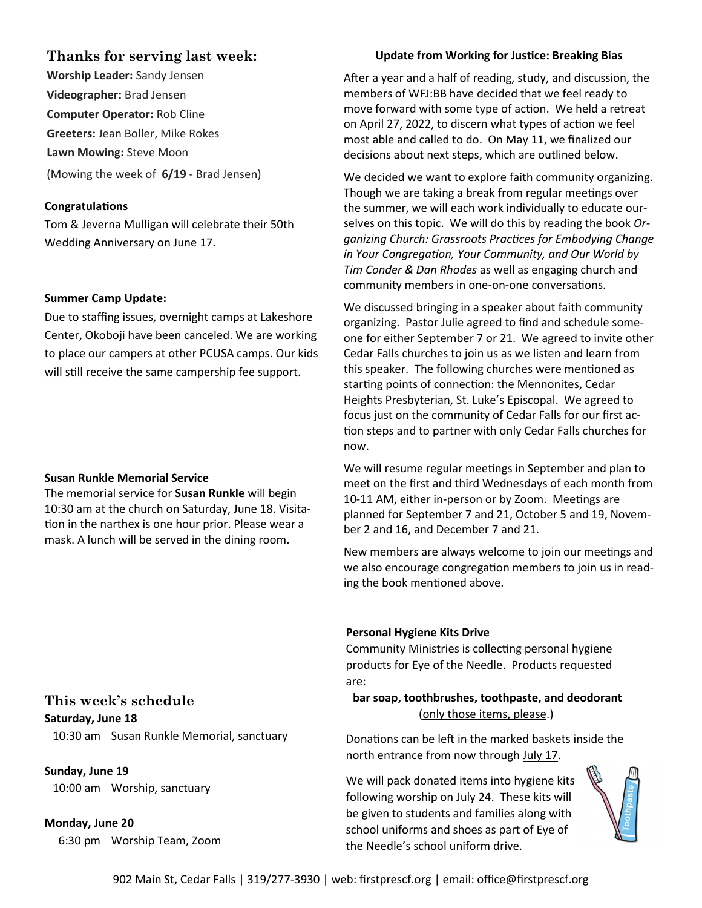## Thanks for serving last week:

**Worship Leader:** Sandy Jensen
**Videographer:** Brad Jensen
**Computer Operator:** Rob Cline
**Greeters:** Jean Boller, Mike Rokes
**Lawn Mowing:** Steve Moon
(Mowing the week of **6/19** - Brad Jensen)

**Congratulations**

Tom & Jeverna Mulligan will celebrate their 50th Wedding Anniversary on June 17.

**Summer Camp Update:**

Due to staffing issues, overnight camps at Lakeshore Center, Okoboji have been canceled. We are working to place our campers at other PCUSA camps. Our kids will still receive the same campership fee support.

**Susan Runkle Memorial Service**

The memorial service for **Susan Runkle** will begin 10:30 am at the church on Saturday, June 18. Visitation in the narthex is one hour prior. Please wear a mask. A lunch will be served in the dining room.

## This week's schedule

**Saturday, June 18**
10:30 am Susan Runkle Memorial, sanctuary

**Sunday, June 19**
10:00 am Worship, sanctuary

**Monday, June 20**
6:30 pm Worship Team, Zoom

**Update from Working for Justice: Breaking Bias**

After a year and a half of reading, study, and discussion, the members of WFJ:BB have decided that we feel ready to move forward with some type of action. We held a retreat on April 27, 2022, to discern what types of action we feel most able and called to do. On May 11, we finalized our decisions about next steps, which are outlined below.

We decided we want to explore faith community organizing. Though we are taking a break from regular meetings over the summer, we will each work individually to educate ourselves on this topic. We will do this by reading the book *Organizing Church: Grassroots Practices for Embodying Change in Your Congregation, Your Community, and Our World by Tim Conder & Dan Rhodes* as well as engaging church and community members in one-on-one conversations.

We discussed bringing in a speaker about faith community organizing. Pastor Julie agreed to find and schedule someone for either September 7 or 21. We agreed to invite other Cedar Falls churches to join us as we listen and learn from this speaker. The following churches were mentioned as starting points of connection: the Mennonites, Cedar Heights Presbyterian, St. Luke's Episcopal. We agreed to focus just on the community of Cedar Falls for our first action steps and to partner with only Cedar Falls churches for now.

We will resume regular meetings in September and plan to meet on the first and third Wednesdays of each month from 10-11 AM, either in-person or by Zoom. Meetings are planned for September 7 and 21, October 5 and 19, November 2 and 16, and December 7 and 21.

New members are always welcome to join our meetings and we also encourage congregation members to join us in reading the book mentioned above.

**Personal Hygiene Kits Drive**

Community Ministries is collecting personal hygiene products for Eye of the Needle. Products requested are:

**bar soap, toothbrushes, toothpaste, and deodorant**
(only those items, please.)

Donations can be left in the marked baskets inside the north entrance from now through July 17.

We will pack donated items into hygiene kits following worship on July 24. These kits will be given to students and families along with school uniforms and shoes as part of Eye of the Needle's school uniform drive.

902 Main St, Cedar Falls | 319/277-3930 | web: firstprescf.org | email: office@firstprescf.org